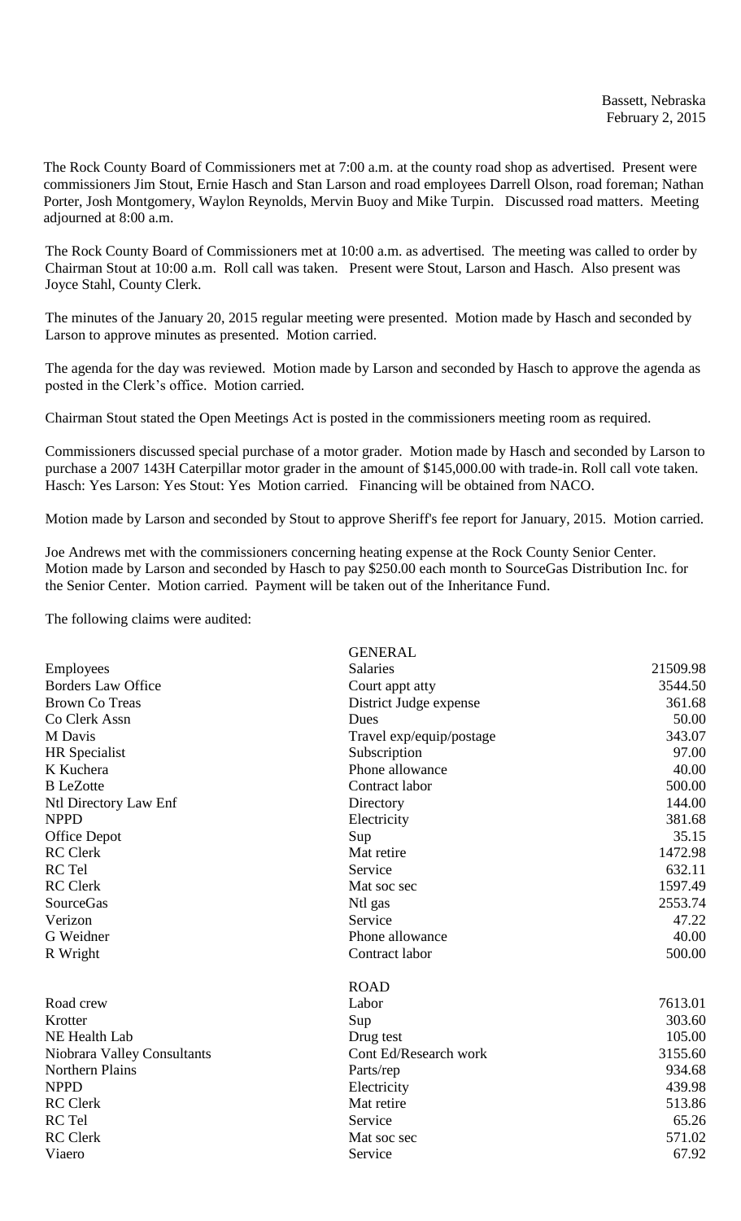Bassett, Nebraska
February 2, 2015

The Rock County Board of Commissioners met at 7:00 a.m. at the county road shop as advertised. Present were commissioners Jim Stout, Ernie Hasch and Stan Larson and road employees Darrell Olson, road foreman; Nathan Porter, Josh Montgomery, Waylon Reynolds, Mervin Buoy and Mike Turpin. Discussed road matters. Meeting adjourned at 8:00 a.m.

The Rock County Board of Commissioners met at 10:00 a.m. as advertised. The meeting was called to order by Chairman Stout at 10:00 a.m. Roll call was taken. Present were Stout, Larson and Hasch. Also present was Joyce Stahl, County Clerk.

The minutes of the January 20, 2015 regular meeting were presented. Motion made by Hasch and seconded by Larson to approve minutes as presented. Motion carried.

The agenda for the day was reviewed. Motion made by Larson and seconded by Hasch to approve the agenda as posted in the Clerk's office. Motion carried.

Chairman Stout stated the Open Meetings Act is posted in the commissioners meeting room as required.

Commissioners discussed special purchase of a motor grader. Motion made by Hasch and seconded by Larson to purchase a 2007 143H Caterpillar motor grader in the amount of $145,000.00 with trade-in. Roll call vote taken. Hasch: Yes Larson: Yes Stout: Yes Motion carried. Financing will be obtained from NACO.

Motion made by Larson and seconded by Stout to approve Sheriff's fee report for January, 2015. Motion carried.

Joe Andrews met with the commissioners concerning heating expense at the Rock County Senior Center. Motion made by Larson and seconded by Hasch to pay $250.00 each month to SourceGas Distribution Inc. for the Senior Center. Motion carried. Payment will be taken out of the Inheritance Fund.

The following claims were audited:

| | GENERAL | |
|---|---|---|
| Employees | Salaries | 21509.98 |
| Borders Law Office | Court appt atty | 3544.50 |
| Brown Co Treas | District Judge expense | 361.68 |
| Co Clerk Assn | Dues | 50.00 |
| M Davis | Travel exp/equip/postage | 343.07 |
| HR Specialist | Subscription | 97.00 |
| K Kuchera | Phone allowance | 40.00 |
| B LeZotte | Contract labor | 500.00 |
| Ntl Directory Law Enf | Directory | 144.00 |
| NPPD | Electricity | 381.68 |
| Office Depot | Sup | 35.15 |
| RC Clerk | Mat retire | 1472.98 |
| RC Tel | Service | 632.11 |
| RC Clerk | Mat soc sec | 1597.49 |
| SourceGas | Ntl gas | 2553.74 |
| Verizon | Service | 47.22 |
| G Weidner | Phone allowance | 40.00 |
| R Wright | Contract labor | 500.00 |
| | ROAD | |
| Road crew | Labor | 7613.01 |
| Krotter | Sup | 303.60 |
| NE Health Lab | Drug test | 105.00 |
| Niobrara Valley Consultants | Cont Ed/Research work | 3155.60 |
| Northern Plains | Parts/rep | 934.68 |
| NPPD | Electricity | 439.98 |
| RC Clerk | Mat retire | 513.86 |
| RC Tel | Service | 65.26 |
| RC Clerk | Mat soc sec | 571.02 |
| Viaero | Service | 67.92 |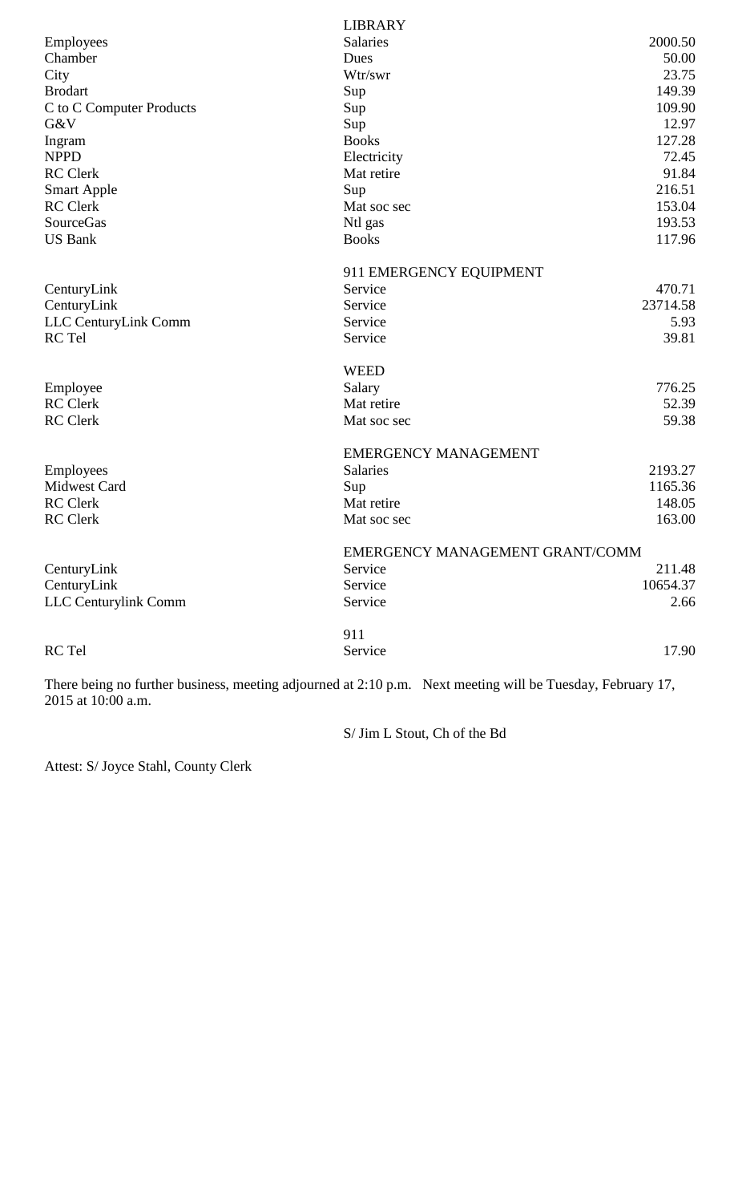| | | |
|---|---|---|
| | LIBRARY | |
| Employees | Salaries | 2000.50 |
| Chamber | Dues | 50.00 |
| City | Wtr/swr | 23.75 |
| Brodart | Sup | 149.39 |
| C to C Computer Products | Sup | 109.90 |
| G&V | Sup | 12.97 |
| Ingram | Books | 127.28 |
| NPPD | Electricity | 72.45 |
| RC Clerk | Mat retire | 91.84 |
| Smart Apple | Sup | 216.51 |
| RC Clerk | Mat soc sec | 153.04 |
| SourceGas | Ntl gas | 193.53 |
| US Bank | Books | 117.96 |
| | 911 EMERGENCY EQUIPMENT | |
| CenturyLink | Service | 470.71 |
| CenturyLink | Service | 23714.58 |
| LLC CenturyLink Comm | Service | 5.93 |
| RC Tel | Service | 39.81 |
| | WEED | |
| Employee | Salary | 776.25 |
| RC Clerk | Mat retire | 52.39 |
| RC Clerk | Mat soc sec | 59.38 |
| | EMERGENCY MANAGEMENT | |
| Employees | Salaries | 2193.27 |
| Midwest Card | Sup | 1165.36 |
| RC Clerk | Mat retire | 148.05 |
| RC Clerk | Mat soc sec | 163.00 |
| | EMERGENCY MANAGEMENT GRANT/COMM | |
| CenturyLink | Service | 211.48 |
| CenturyLink | Service | 10654.37 |
| LLC Centurylink Comm | Service | 2.66 |
| | 911 | |
| RC Tel | Service | 17.90 |

There being no further business, meeting adjourned at 2:10 p.m. Next meeting will be Tuesday, February 17, 2015 at 10:00 a.m.

S/ Jim L Stout, Ch of the Bd

Attest: S/ Joyce Stahl, County Clerk